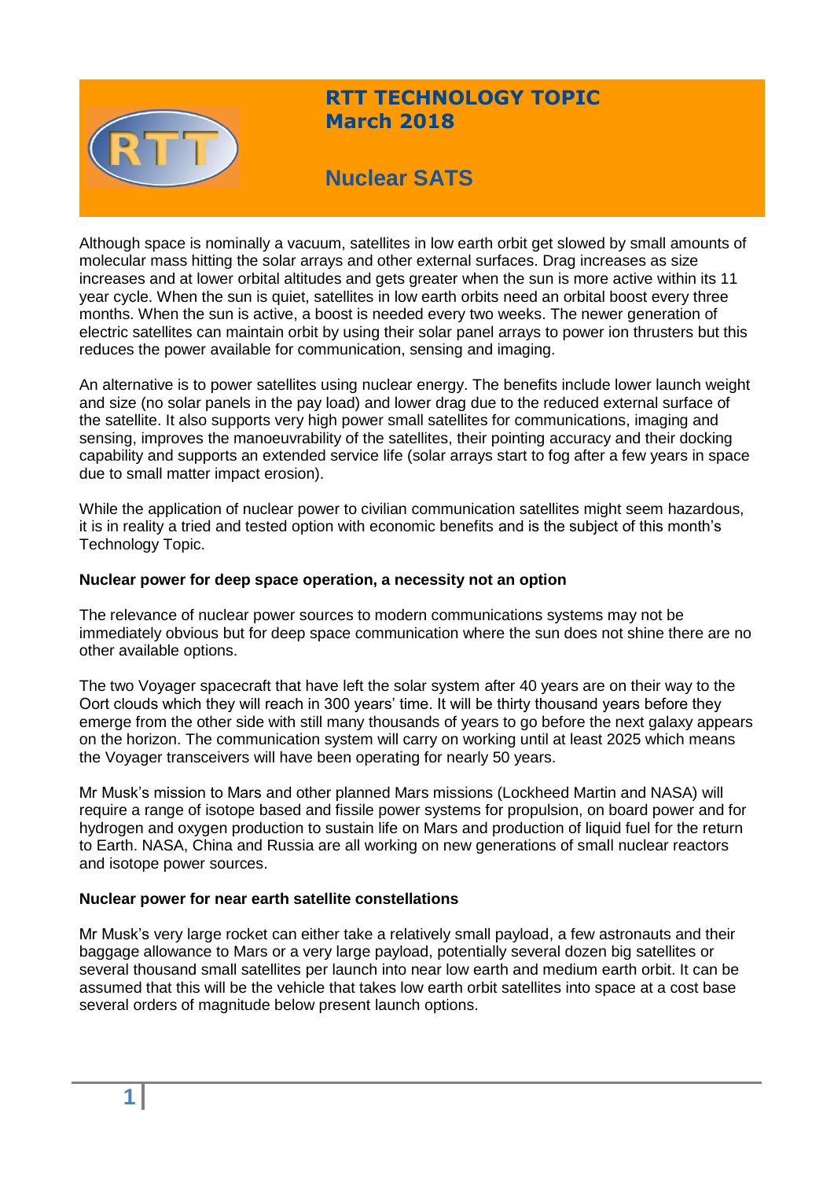# RTT TECHNOLOGY TOPIC
## March 2018

# Nuclear SATS

Although space is nominally a vacuum, satellites in low earth orbit get slowed by small amounts of molecular mass hitting the solar arrays and other external surfaces. Drag increases as size increases and at lower orbital altitudes and gets greater when the sun is more active within its 11 year cycle. When the sun is quiet, satellites in low earth orbits need an orbital boost every three months. When the sun is active, a boost is needed every two weeks. The newer generation of electric satellites can maintain orbit by using their solar panel arrays to power ion thrusters but this reduces the power available for communication, sensing and imaging.

An alternative is to power satellites using nuclear energy. The benefits include lower launch weight and size (no solar panels in the pay load) and lower drag due to the reduced external surface of the satellite. It also supports very high power small satellites for communications, imaging and sensing, improves the manoeuvrability of the satellites, their pointing accuracy and their docking capability and supports an extended service life (solar arrays start to fog after a few years in space due to small matter impact erosion).

While the application of nuclear power to civilian communication satellites might seem hazardous, it is in reality a tried and tested option with economic benefits and is the subject of this month's Technology Topic.

**Nuclear power for deep space operation, a necessity not an option**

The relevance of nuclear power sources to modern communications systems may not be immediately obvious but for deep space communication where the sun does not shine there are no other available options.

The two Voyager spacecraft that have left the solar system after 40 years are on their way to the Oort clouds which they will reach in 300 years' time. It will be thirty thousand years before they emerge from the other side with still many thousands of years to go before the next galaxy appears on the horizon. The communication system will carry on working until at least 2025 which means the Voyager transceivers will have been operating for nearly 50 years.

Mr Musk's mission to Mars and other planned Mars missions (Lockheed Martin and NASA) will require a range of isotope based and fissile power systems for propulsion, on board power and for hydrogen and oxygen production to sustain life on Mars and production of liquid fuel for the return to Earth. NASA, China and Russia are all working on new generations of small nuclear reactors and isotope power sources.

**Nuclear power for near earth satellite constellations**

Mr Musk's very large rocket can either take a relatively small payload, a few astronauts and their baggage allowance to Mars or a very large payload, potentially several dozen big satellites or several thousand small satellites per launch into near low earth and medium earth orbit. It can be assumed that this will be the vehicle that takes low earth orbit satellites into space at a cost base several orders of magnitude below present launch options.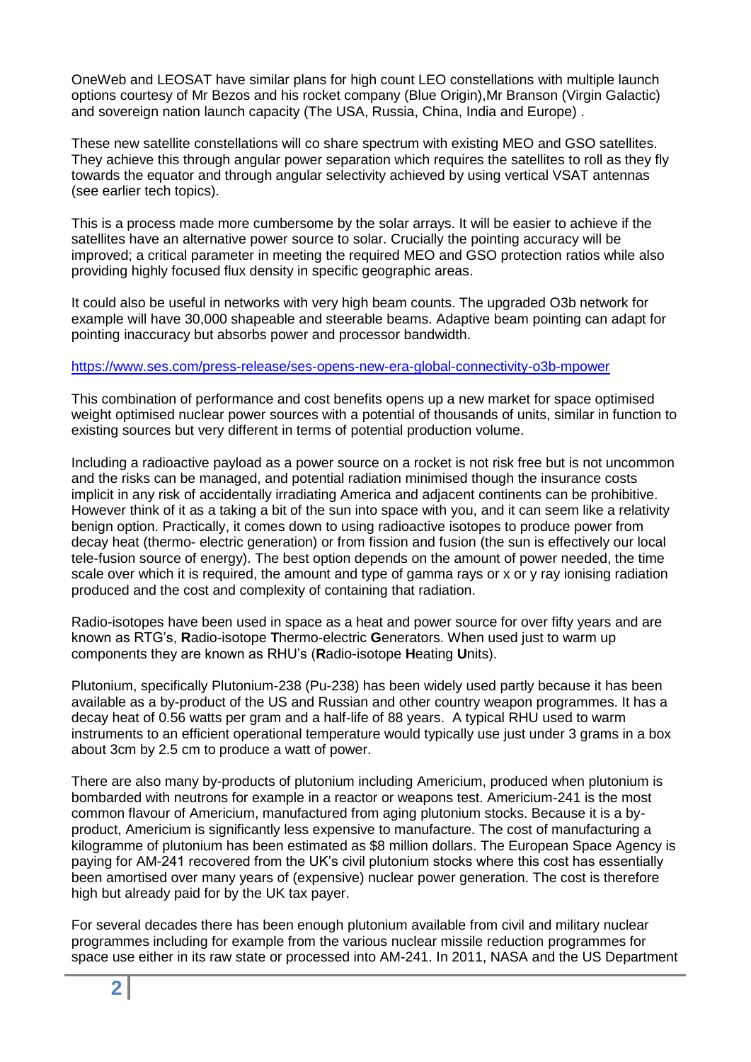OneWeb and LEOSAT have similar plans for high count LEO constellations with multiple launch options courtesy of Mr Bezos and his rocket company (Blue Origin),Mr Branson (Virgin Galactic) and sovereign nation launch capacity (The USA, Russia, China, India and Europe) .

These new satellite constellations will co share spectrum with existing MEO and GSO satellites. They achieve this through angular power separation which requires the satellites to roll as they fly towards the equator and through angular selectivity achieved by using vertical VSAT antennas (see earlier tech topics).

This is a process made more cumbersome by the solar arrays. It will be easier to achieve if the satellites have an alternative power source to solar. Crucially the pointing accuracy will be improved; a critical parameter in meeting the required MEO and GSO protection ratios while also providing highly focused flux density in specific geographic areas.

It could also be useful in networks with very high beam counts. The upgraded O3b network for example will have 30,000 shapeable and steerable beams. Adaptive beam pointing can adapt for pointing inaccuracy but absorbs power and processor bandwidth.

https://www.ses.com/press-release/ses-opens-new-era-global-connectivity-o3b-mpower

This combination of performance and cost benefits opens up a new market for space optimised weight optimised nuclear power sources with a potential of thousands of units, similar in function to existing sources but very different in terms of potential production volume.

Including a radioactive payload as a power source on a rocket is not risk free but is not uncommon and the risks can be managed, and potential radiation minimised though the insurance costs implicit in any risk of accidentally irradiating America and adjacent continents can be prohibitive. However think of it as a taking a bit of the sun into space with you, and it can seem like a relativity benign option. Practically, it comes down to using radioactive isotopes to produce power from decay heat (thermo- electric generation) or from fission and fusion (the sun is effectively our local tele-fusion source of energy). The best option depends on the amount of power needed, the time scale over which it is required, the amount and type of gamma rays or x or y ray ionising radiation produced and the cost and complexity of containing that radiation.

Radio-isotopes have been used in space as a heat and power source for over fifty years and are known as RTG's, **R**adio-isotope **T**hermo-electric **G**enerators. When used just to warm up components they are known as RHU's (**R**adio-isotope **H**eating **U**nits).

Plutonium, specifically Plutonium-238 (Pu-238) has been widely used partly because it has been available as a by-product of the US and Russian and other country weapon programmes. It has a decay heat of 0.56 watts per gram and a half-life of 88 years. A typical RHU used to warm instruments to an efficient operational temperature would typically use just under 3 grams in a box about 3cm by 2.5 cm to produce a watt of power.

There are also many by-products of plutonium including Americium, produced when plutonium is bombarded with neutrons for example in a reactor or weapons test. Americium-241 is the most common flavour of Americium, manufactured from aging plutonium stocks. Because it is a by-product, Americium is significantly less expensive to manufacture. The cost of manufacturing a kilogramme of plutonium has been estimated as $8 million dollars. The European Space Agency is paying for AM-241 recovered from the UK's civil plutonium stocks where this cost has essentially been amortised over many years of (expensive) nuclear power generation. The cost is therefore high but already paid for by the UK tax payer.

For several decades there has been enough plutonium available from civil and military nuclear programmes including for example from the various nuclear missile reduction programmes for space use either in its raw state or processed into AM-241. In 2011, NASA and the US Department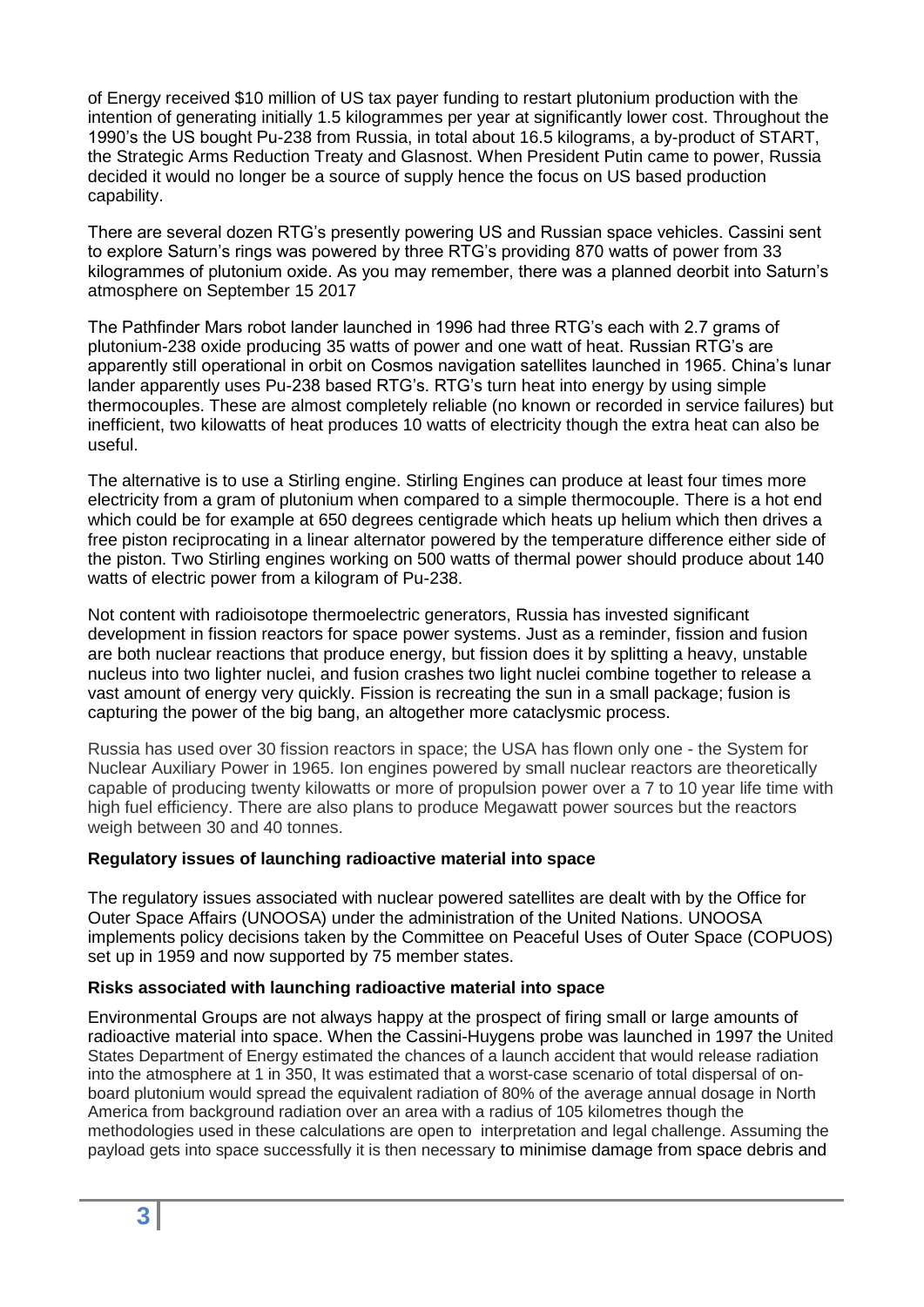of Energy received $10 million of US tax payer funding to restart plutonium production with the intention of generating initially 1.5 kilogrammes per year at significantly lower cost. Throughout the 1990's the US bought Pu-238 from Russia, in total about 16.5 kilograms, a by-product of START, the Strategic Arms Reduction Treaty and Glasnost. When President Putin came to power, Russia decided it would no longer be a source of supply hence the focus on US based production capability.

There are several dozen RTG's presently powering US and Russian space vehicles. Cassini sent to explore Saturn's rings was powered by three RTG's providing 870 watts of power from 33 kilogrammes of plutonium oxide. As you may remember, there was a planned deorbit into Saturn's atmosphere on September 15 2017

The Pathfinder Mars robot lander launched in 1996 had three RTG's each with 2.7 grams of plutonium-238 oxide producing 35 watts of power and one watt of heat. Russian RTG's are apparently still operational in orbit on Cosmos navigation satellites launched in 1965. China's lunar lander apparently uses Pu-238 based RTG's. RTG's turn heat into energy by using simple thermocouples. These are almost completely reliable (no known or recorded in service failures) but inefficient, two kilowatts of heat produces 10 watts of electricity though the extra heat can also be useful.

The alternative is to use a Stirling engine. Stirling Engines can produce at least four times more electricity from a gram of plutonium when compared to a simple thermocouple. There is a hot end which could be for example at 650 degrees centigrade which heats up helium which then drives a free piston reciprocating in a linear alternator powered by the temperature difference either side of the piston. Two Stirling engines working on 500 watts of thermal power should produce about 140 watts of electric power from a kilogram of Pu-238.

Not content with radioisotope thermoelectric generators, Russia has invested significant development in fission reactors for space power systems. Just as a reminder, fission and fusion are both nuclear reactions that produce energy, but fission does it by splitting a heavy, unstable nucleus into two lighter nuclei, and fusion crashes two light nuclei combine together to release a vast amount of energy very quickly. Fission is recreating the sun in a small package; fusion is capturing the power of the big bang, an altogether more cataclysmic process.

Russia has used over 30 fission reactors in space; the USA has flown only one - the System for Nuclear Auxiliary Power in 1965. Ion engines powered by small nuclear reactors are theoretically capable of producing twenty kilowatts or more of propulsion power over a 7 to 10 year life time with high fuel efficiency. There are also plans to produce Megawatt power sources but the reactors weigh between 30 and 40 tonnes.

**Regulatory issues of launching radioactive material into space**

The regulatory issues associated with nuclear powered satellites are dealt with by the Office for Outer Space Affairs (UNOOSA) under the administration of the United Nations. UNOOSA implements policy decisions taken by the Committee on Peaceful Uses of Outer Space (COPUOS) set up in 1959 and now supported by 75 member states.

**Risks associated with launching radioactive material into space**

Environmental Groups are not always happy at the prospect of firing small or large amounts of radioactive material into space. When the Cassini-Huygens probe was launched in 1997 the United States Department of Energy estimated the chances of a launch accident that would release radiation into the atmosphere at 1 in 350, It was estimated that a worst-case scenario of total dispersal of on-board plutonium would spread the equivalent radiation of 80% of the average annual dosage in North America from background radiation over an area with a radius of 105 kilometres though the methodologies used in these calculations are open to interpretation and legal challenge. Assuming the payload gets into space successfully it is then necessary to minimise damage from space debris and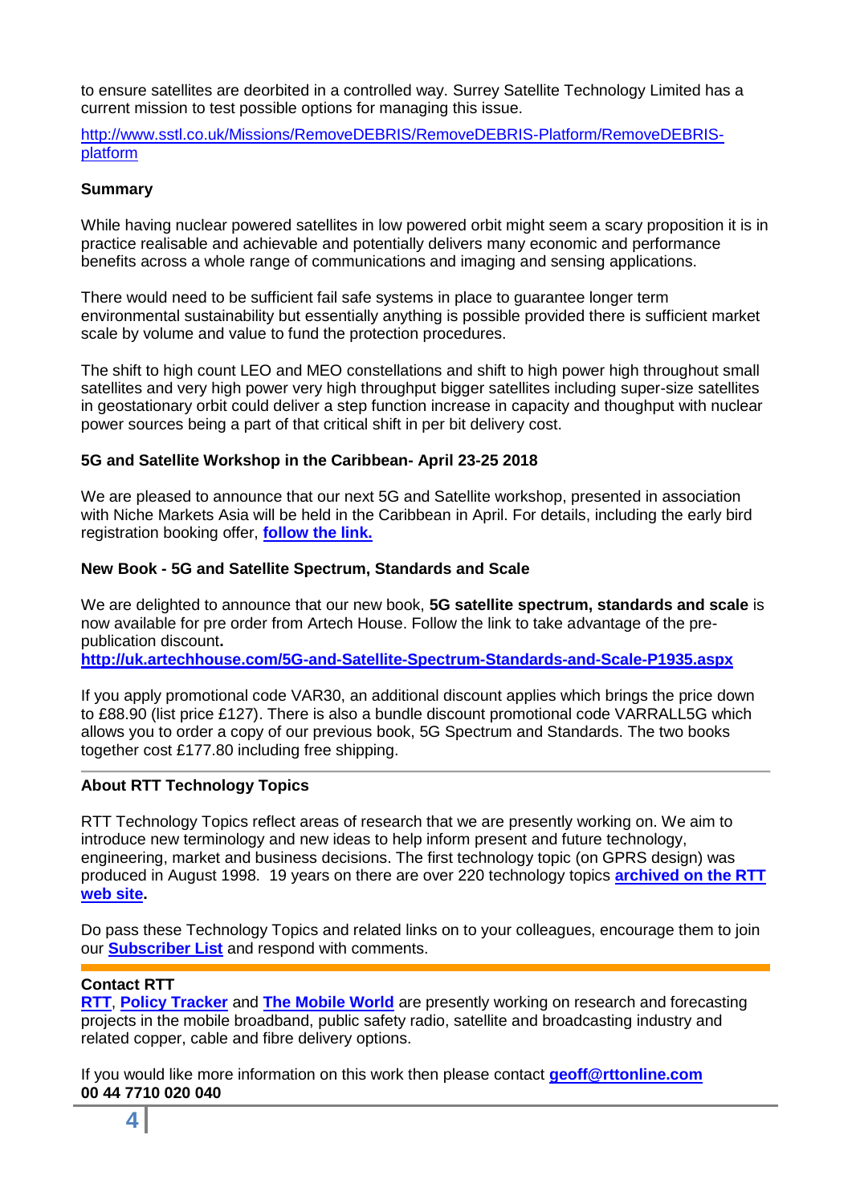to ensure satellites are deorbited in a controlled way. Surrey Satellite Technology Limited has a current mission to test possible options for managing this issue.

http://www.sstl.co.uk/Missions/RemoveDEBRIS/RemoveDEBRIS-Platform/RemoveDEBRIS-platform

**Summary**

While having nuclear powered satellites in low powered orbit might seem a scary proposition it is in practice realisable and achievable and potentially delivers many economic and performance benefits across a whole range of communications and imaging and sensing applications.

There would need to be sufficient fail safe systems in place to guarantee longer term environmental sustainability but essentially anything is possible provided there is sufficient market scale by volume and value to fund the protection procedures.

The shift to high count LEO and MEO constellations and shift to high power high throughout small satellites and very high power very high throughput bigger satellites including super-size satellites in geostationary orbit could deliver a step function increase in capacity and thoughput with nuclear power sources being a part of that critical shift in per bit delivery cost.

**5G and Satellite Workshop in the Caribbean- April 23-25 2018**

We are pleased to announce that our next 5G and Satellite workshop, presented in association with Niche Markets Asia will be held in the Caribbean in April. For details, including the early bird registration booking offer, **follow the link.**

**New Book - 5G and Satellite Spectrum, Standards and Scale**

We are delighted to announce that our new book, **5G satellite spectrum, standards and scale** is now available for pre order from Artech House. Follow the link to take advantage of the pre-publication discount**.**
**http://uk.artechhouse.com/5G-and-Satellite-Spectrum-Standards-and-Scale-P1935.aspx**

If you apply promotional code VAR30, an additional discount applies which brings the price down to £88.90 (list price £127). There is also a bundle discount promotional code VARRALL5G which allows you to order a copy of our previous book, 5G Spectrum and Standards. The two books together cost £177.80 including free shipping.

---

**About RTT Technology Topics**

RTT Technology Topics reflect areas of research that we are presently working on. We aim to introduce new terminology and new ideas to help inform present and future technology, engineering, market and business decisions. The first technology topic (on GPRS design) was produced in August 1998. 19 years on there are over 220 technology topics **archived on the RTT web site**.

Do pass these Technology Topics and related links on to your colleagues, encourage them to join our **Subscriber List** and respond with comments.

---

**Contact RTT**
**RTT**, **Policy Tracker** and **The Mobile World** are presently working on research and forecasting projects in the mobile broadband, public safety radio, satellite and broadcasting industry and related copper, cable and fibre delivery options.

If you would like more information on this work then please contact **geoff@rttonline.com**
**00 44 7710 020 040**